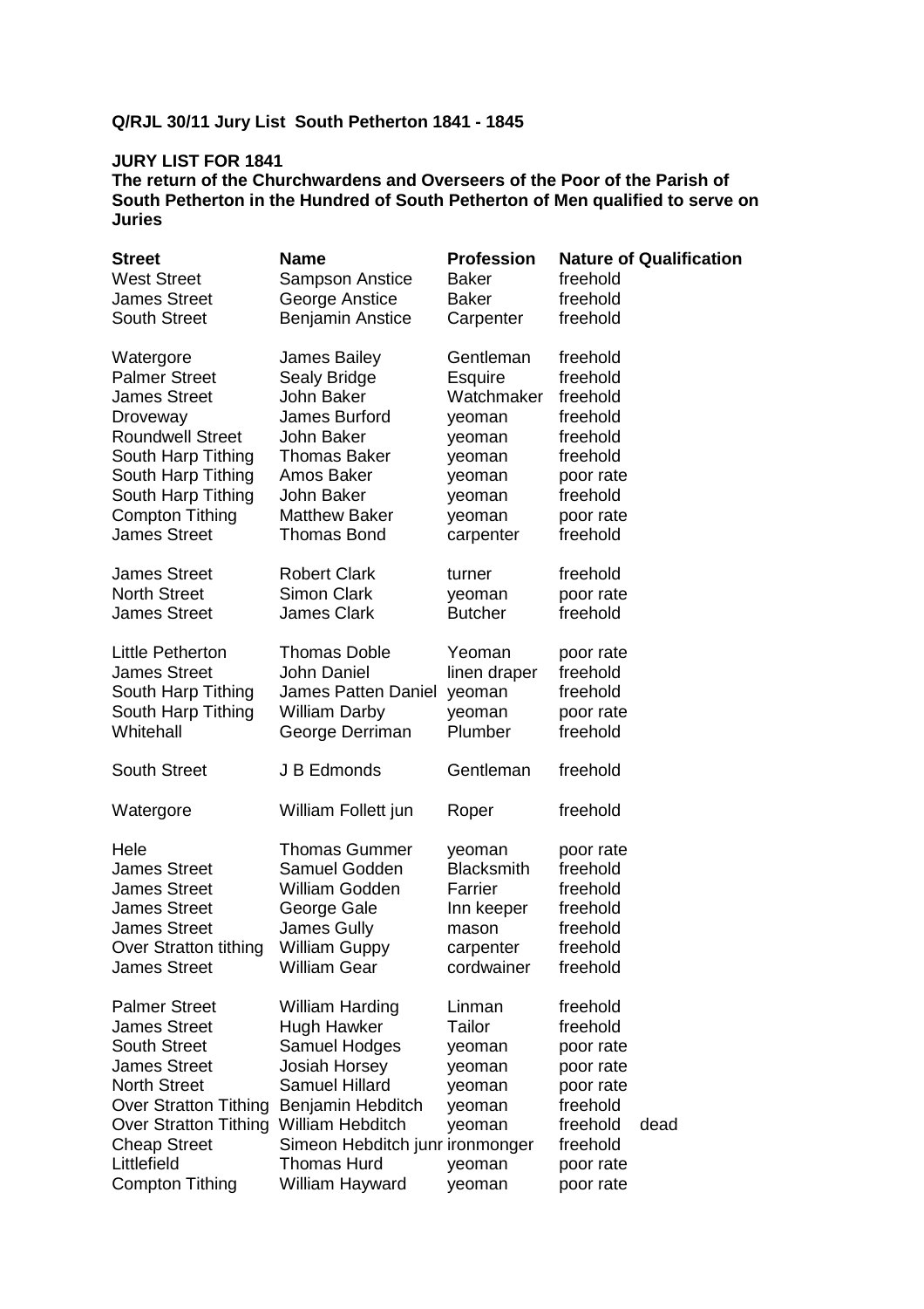**Q/RJL 30/11 Jury List South Petherton 1841 - 1845**

**JURY LIST FOR 1841**

**The return of the Churchwardens and Overseers of the Poor of the Parish of South Petherton in the Hundred of South Petherton of Men qualified to serve on Juries**

| Street | Name | Profession | Nature of Qualification | |
|---|---|---|---|---|
| West Street | Sampson Anstice | Baker | freehold | |
| James Street | George Anstice | Baker | freehold | |
| South Street | Benjamin Anstice | Carpenter | freehold | |
| | | | | |
| Watergore | James Bailey | Gentleman | freehold | |
| Palmer Street | Sealy Bridge | Esquire | freehold | |
| James Street | John Baker | Watchmaker | freehold | |
| Droveway | James Burford | yeoman | freehold | |
| Roundwell Street | John Baker | yeoman | freehold | |
| South Harp Tithing | Thomas Baker | yeoman | freehold | |
| South Harp Tithing | Amos Baker | yeoman | poor rate | |
| South Harp Tithing | John Baker | yeoman | freehold | |
| Compton Tithing | Matthew Baker | yeoman | poor rate | |
| James Street | Thomas Bond | carpenter | freehold | |
| | | | | |
| James Street | Robert Clark | turner | freehold | |
| North Street | Simon Clark | yeoman | poor rate | |
| James Street | James Clark | Butcher | freehold | |
| | | | | |
| Little Petherton | Thomas Doble | Yeoman | poor rate | |
| James Street | John Daniel | linen draper | freehold | |
| South Harp Tithing | James Patten Daniel | yeoman | freehold | |
| South Harp Tithing | William Darby | yeoman | poor rate | |
| Whitehall | George Derriman | Plumber | freehold | |
| | | | | |
| South Street | J B Edmonds | Gentleman | freehold | |
| | | | | |
| Watergore | William Follett jun | Roper | freehold | |
| | | | | |
| Hele | Thomas Gummer | yeoman | poor rate | |
| James Street | Samuel Godden | Blacksmith | freehold | |
| James Street | William Godden | Farrier | freehold | |
| James Street | George Gale | Inn keeper | freehold | |
| James Street | James Gully | mason | freehold | |
| Over Stratton tithing | William Guppy | carpenter | freehold | |
| James Street | William Gear | cordwainer | freehold | |
| | | | | |
| Palmer Street | William Harding | Linman | freehold | |
| James Street | Hugh Hawker | Tailor | freehold | |
| South Street | Samuel Hodges | yeoman | poor rate | |
| James Street | Josiah Horsey | yeoman | poor rate | |
| North Street | Samuel Hillard | yeoman | poor rate | |
| Over Stratton Tithing | Benjamin Hebditch | yeoman | freehold | |
| Over Stratton Tithing | William Hebditch | yeoman | freehold | dead |
| Cheap Street | Simeon Hebditch junr | ironmonger | freehold | |
| Littlefield | Thomas Hurd | yeoman | poor rate | |
| Compton Tithing | William Hayward | yeoman | poor rate | |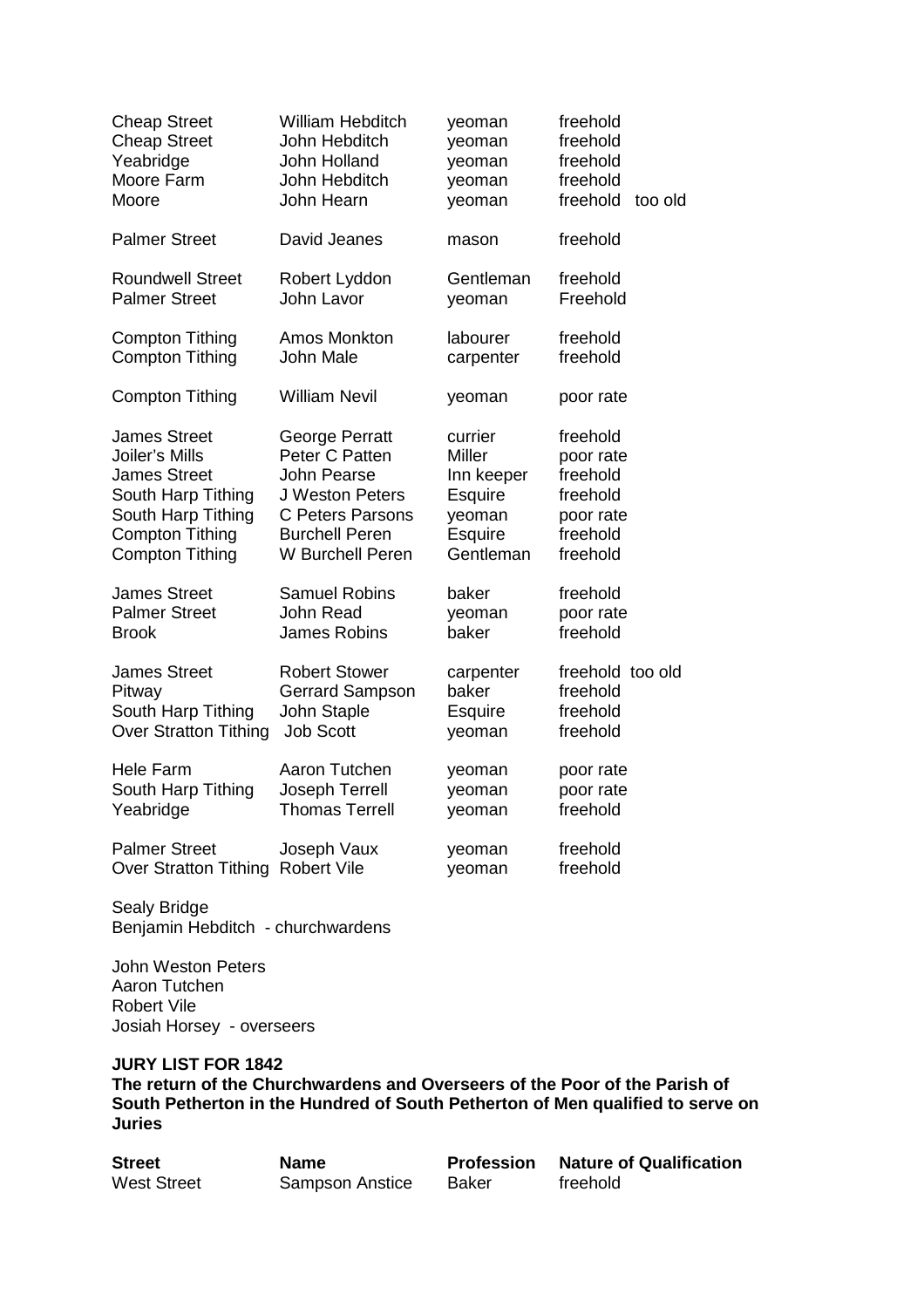| | | | |
|---|---|---|---|
| Cheap Street | William Hebditch | yeoman | freehold |
| Cheap Street | John Hebditch | yeoman | freehold |
| Yeabridge | John Holland | yeoman | freehold |
| Moore Farm | John Hebditch | yeoman | freehold |
| Moore | John Hearn | yeoman | freehold too old |
| Palmer Street | David Jeanes | mason | freehold |
| Roundwell Street | Robert Lyddon | Gentleman | freehold |
| Palmer Street | John Lavor | yeoman | Freehold |
| Compton Tithing | Amos Monkton | labourer | freehold |
| Compton Tithing | John Male | carpenter | freehold |
| Compton Tithing | William Nevil | yeoman | poor rate |
| James Street | George Perratt | currier | freehold |
| Joiler's Mills | Peter C Patten | Miller | poor rate |
| James Street | John Pearse | Inn keeper | freehold |
| South Harp Tithing | J Weston Peters | Esquire | freehold |
| South Harp Tithing | C Peters Parsons | yeoman | poor rate |
| Compton Tithing | Burchell Peren | Esquire | freehold |
| Compton Tithing | W Burchell Peren | Gentleman | freehold |
| James Street | Samuel Robins | baker | freehold |
| Palmer Street | John Read | yeoman | poor rate |
| Brook | James Robins | baker | freehold |
| James Street | Robert Stower | carpenter | freehold too old |
| Pitway | Gerrard Sampson | baker | freehold |
| South Harp Tithing | John Staple | Esquire | freehold |
| Over Stratton Tithing | Job Scott | yeoman | freehold |
| Hele Farm | Aaron Tutchen | yeoman | poor rate |
| South Harp Tithing | Joseph Terrell | yeoman | poor rate |
| Yeabridge | Thomas Terrell | yeoman | freehold |
| Palmer Street | Joseph Vaux | yeoman | freehold |
| Over Stratton Tithing | Robert Vile | yeoman | freehold |

Sealy Bridge
Benjamin Hebditch - churchwardens

John Weston Peters
Aaron Tutchen
Robert Vile
Josiah Horsey - overseers

**JURY LIST FOR 1842**
**The return of the Churchwardens and Overseers of the Poor of the Parish of South Petherton in the Hundred of South Petherton of Men qualified to serve on Juries**

| **Street** | **Name** | **Profession** | **Nature of Qualification** |
|---|---|---|---|
| West Street | Sampson Anstice | Baker | freehold |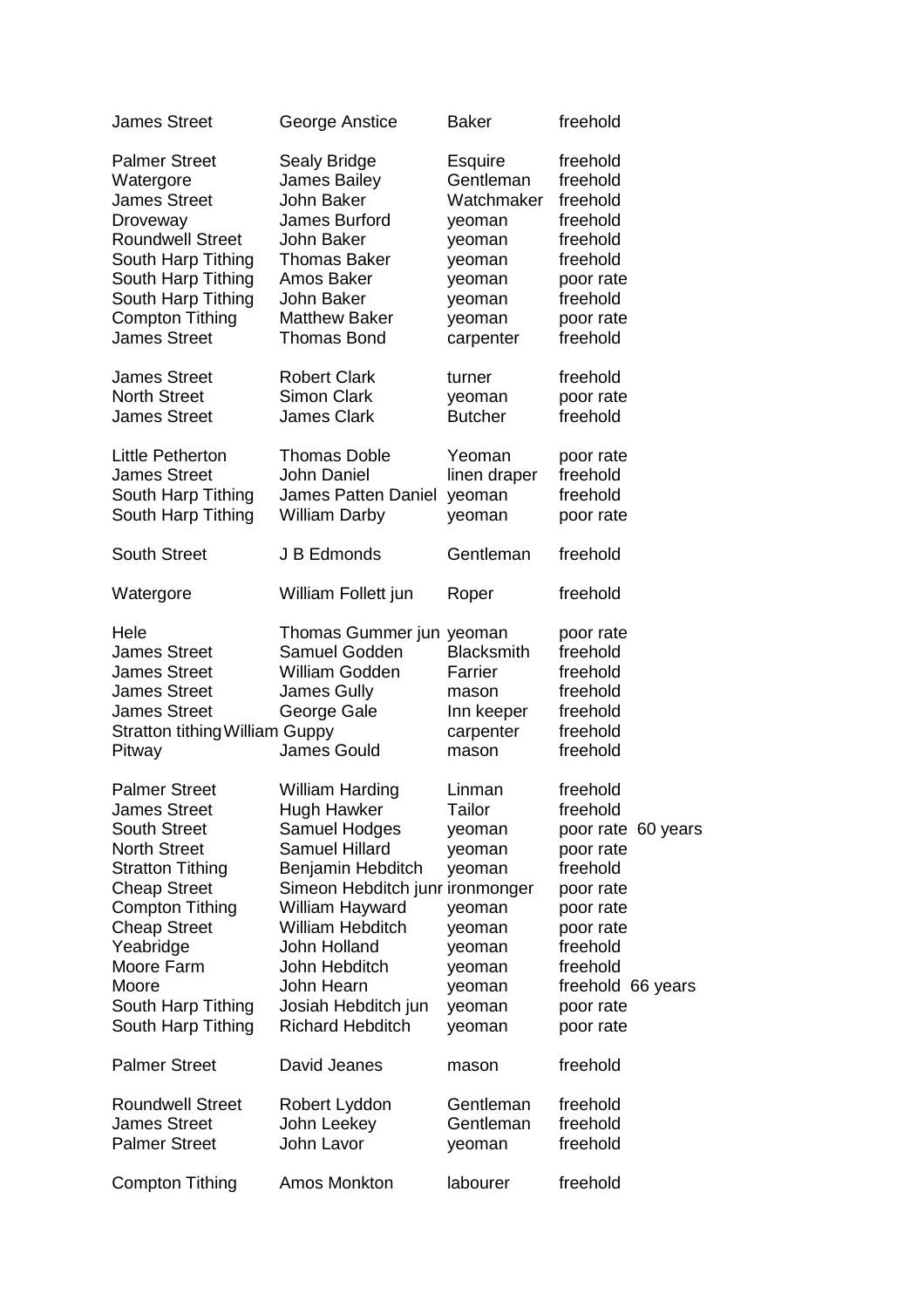| | | | |
|---|---|---|---|
| James Street | George Anstice | Baker | freehold |
| | | | |
| Palmer Street | Sealy Bridge | Esquire | freehold |
| Watergore | James Bailey | Gentleman | freehold |
| James Street | John Baker | Watchmaker | freehold |
| Droveway | James Burford | yeoman | freehold |
| Roundwell Street | John Baker | yeoman | freehold |
| South Harp Tithing | Thomas Baker | yeoman | freehold |
| South Harp Tithing | Amos Baker | yeoman | poor rate |
| South Harp Tithing | John Baker | yeoman | freehold |
| Compton Tithing | Matthew Baker | yeoman | poor rate |
| James Street | Thomas Bond | carpenter | freehold |
| | | | |
| James Street | Robert Clark | turner | freehold |
| North Street | Simon Clark | yeoman | poor rate |
| James Street | James Clark | Butcher | freehold |
| | | | |
| Little Petherton | Thomas Doble | Yeoman | poor rate |
| James Street | John Daniel | linen draper | freehold |
| South Harp Tithing | James Patten Daniel | yeoman | freehold |
| South Harp Tithing | William Darby | yeoman | poor rate |
| | | | |
| South Street | J B Edmonds | Gentleman | freehold |
| | | | |
| Watergore | William Follett jun | Roper | freehold |
| | | | |
| Hele | Thomas Gummer jun | yeoman | poor rate |
| James Street | Samuel Godden | Blacksmith | freehold |
| James Street | William Godden | Farrier | freehold |
| James Street | James Gully | mason | freehold |
| James Street | George Gale | Inn keeper | freehold |
| Stratton tithing | William Guppy | carpenter | freehold |
| Pitway | James Gould | mason | freehold |
| | | | |
| Palmer Street | William Harding | Linman | freehold |
| James Street | Hugh Hawker | Tailor | freehold |
| South Street | Samuel Hodges | yeoman | poor rate 60 years |
| North Street | Samuel Hillard | yeoman | poor rate |
| Stratton Tithing | Benjamin Hebditch | yeoman | freehold |
| Cheap Street | Simeon Hebditch junr | ironmonger | poor rate |
| Compton Tithing | William Hayward | yeoman | poor rate |
| Cheap Street | William Hebditch | yeoman | poor rate |
| Yeabridge | John Holland | yeoman | freehold |
| Moore Farm | John Hebditch | yeoman | freehold |
| Moore | John Hearn | yeoman | freehold 66 years |
| South Harp Tithing | Josiah Hebditch jun | yeoman | poor rate |
| South Harp Tithing | Richard Hebditch | yeoman | poor rate |
| | | | |
| Palmer Street | David Jeanes | mason | freehold |
| | | | |
| Roundwell Street | Robert Lyddon | Gentleman | freehold |
| James Street | John Leekey | Gentleman | freehold |
| Palmer Street | John Lavor | yeoman | freehold |
| | | | |
| Compton Tithing | Amos Monkton | labourer | freehold |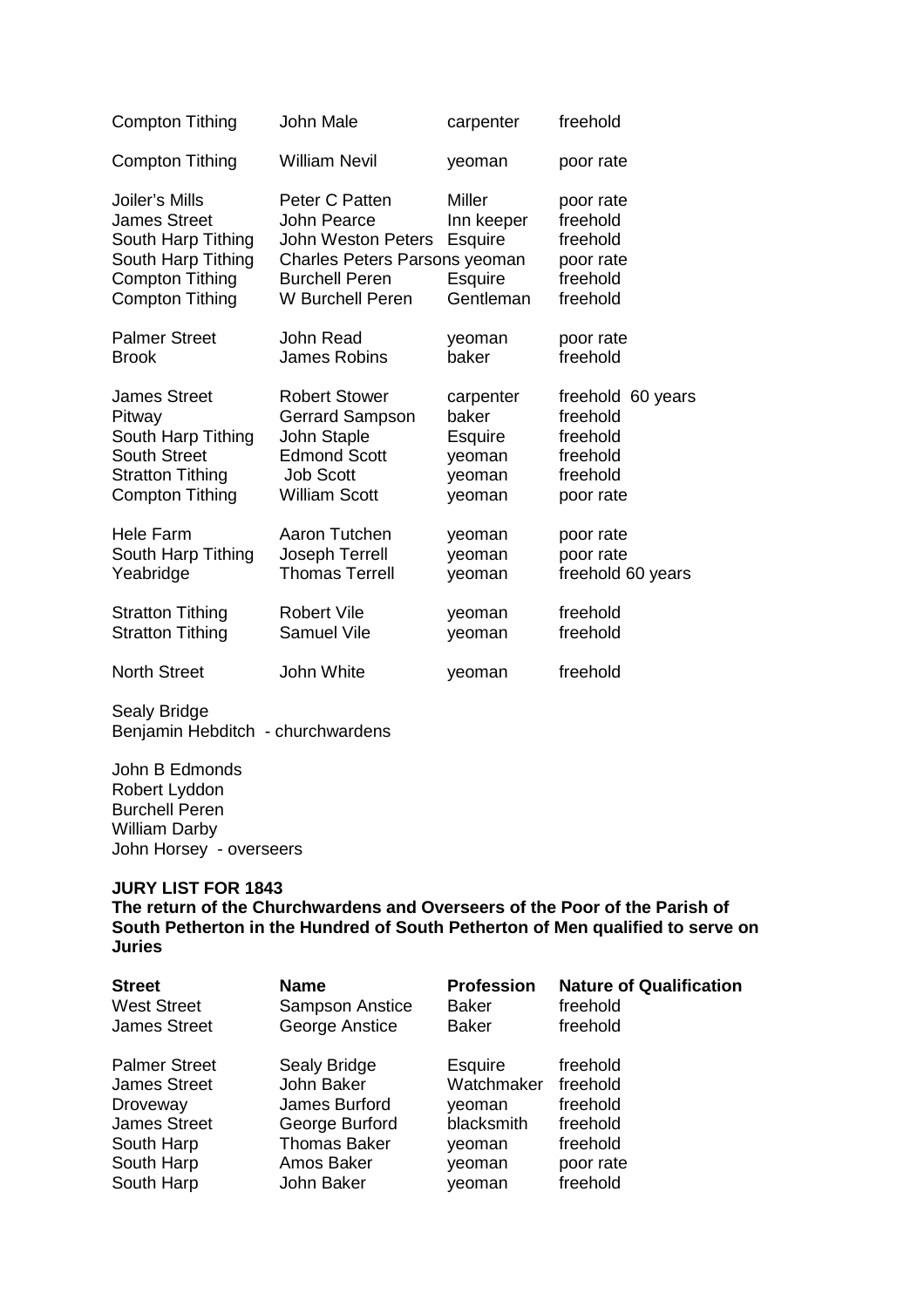| | | | |
|---|---|---|---|
| Compton Tithing | John Male | carpenter | freehold |
| Compton Tithing | William Nevil | yeoman | poor rate |
| Joiler's Mills | Peter C Patten | Miller | poor rate |
| James Street | John Pearce | Inn keeper | freehold |
| South Harp Tithing | John Weston Peters | Esquire | freehold |
| South Harp Tithing | Charles Peters Parsons | yeoman | poor rate |
| Compton Tithing | Burchell Peren | Esquire | freehold |
| Compton Tithing | W Burchell Peren | Gentleman | freehold |
| Palmer Street | John Read | yeoman | poor rate |
| Brook | James Robins | baker | freehold |
| James Street | Robert Stower | carpenter | freehold 60 years |
| Pitway | Gerrard Sampson | baker | freehold |
| South Harp Tithing | John Staple | Esquire | freehold |
| South Street | Edmond Scott | yeoman | freehold |
| Stratton Tithing | Job Scott | yeoman | freehold |
| Compton Tithing | William Scott | yeoman | poor rate |
| Hele Farm | Aaron Tutchen | yeoman | poor rate |
| South Harp Tithing | Joseph Terrell | yeoman | poor rate |
| Yeabridge | Thomas Terrell | yeoman | freehold 60 years |
| Stratton Tithing | Robert Vile | yeoman | freehold |
| Stratton Tithing | Samuel Vile | yeoman | freehold |
| North Street | John White | yeoman | freehold |

Sealy Bridge
Benjamin Hebditch - churchwardens

John B Edmonds
Robert Lyddon
Burchell Peren
William Darby
John Horsey - overseers

**JURY LIST FOR 1843**
**The return of the Churchwardens and Overseers of the Poor of the Parish of South Petherton in the Hundred of South Petherton of Men qualified to serve on Juries**

| Street | Name | Profession | Nature of Qualification |
|---|---|---|---|
| West Street | Sampson Anstice | Baker | freehold |
| James Street | George Anstice | Baker | freehold |
| Palmer Street | Sealy Bridge | Esquire | freehold |
| James Street | John Baker | Watchmaker | freehold |
| Droveway | James Burford | yeoman | freehold |
| James Street | George Burford | blacksmith | freehold |
| South Harp | Thomas Baker | yeoman | freehold |
| South Harp | Amos Baker | yeoman | poor rate |
| South Harp | John Baker | yeoman | freehold |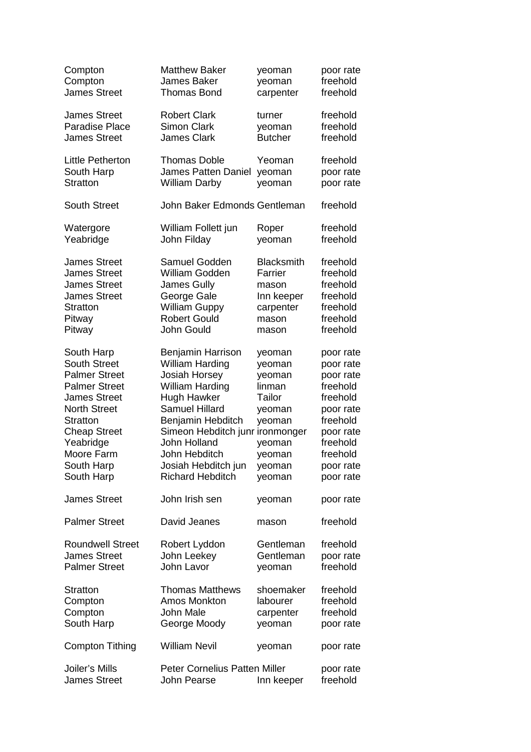| | | | |
|---|---|---|---|
| Compton | Matthew Baker | yeoman | poor rate |
| Compton | James Baker | yeoman | freehold |
| James Street | Thomas Bond | carpenter | freehold |
| | | | |
| James Street | Robert Clark | turner | freehold |
| Paradise Place | Simon Clark | yeoman | freehold |
| James Street | James Clark | Butcher | freehold |
| | | | |
| Little Petherton | Thomas Doble | Yeoman | freehold |
| South Harp | James Patten Daniel | yeoman | poor rate |
| Stratton | William Darby | yeoman | poor rate |
| | | | |
| South Street | John Baker Edmonds | Gentleman | freehold |
| | | | |
| Watergore | William Follett jun | Roper | freehold |
| Yeabridge | John Filday | yeoman | freehold |
| | | | |
| James Street | Samuel Godden | Blacksmith | freehold |
| James Street | William Godden | Farrier | freehold |
| James Street | James Gully | mason | freehold |
| James Street | George Gale | Inn keeper | freehold |
| Stratton | William Guppy | carpenter | freehold |
| Pitway | Robert Gould | mason | freehold |
| Pitway | John Gould | mason | freehold |
| | | | |
| South Harp | Benjamin Harrison | yeoman | poor rate |
| South Street | William Harding | yeoman | poor rate |
| Palmer Street | Josiah Horsey | yeoman | poor rate |
| Palmer Street | William Harding | linman | freehold |
| James Street | Hugh Hawker | Tailor | freehold |
| North Street | Samuel Hillard | yeoman | poor rate |
| Stratton | Benjamin Hebditch | yeoman | freehold |
| Cheap Street | Simeon Hebditch junr | ironmonger | poor rate |
| Yeabridge | John Holland | yeoman | freehold |
| Moore Farm | John Hebditch | yeoman | freehold |
| South Harp | Josiah Hebditch jun | yeoman | poor rate |
| South Harp | Richard Hebditch | yeoman | poor rate |
| | | | |
| James Street | John Irish sen | yeoman | poor rate |
| | | | |
| Palmer Street | David Jeanes | mason | freehold |
| | | | |
| Roundwell Street | Robert Lyddon | Gentleman | freehold |
| James Street | John Leekey | Gentleman | poor rate |
| Palmer Street | John Lavor | yeoman | freehold |
| | | | |
| Stratton | Thomas Matthews | shoemaker | freehold |
| Compton | Amos Monkton | labourer | freehold |
| Compton | John Male | carpenter | freehold |
| South Harp | George Moody | yeoman | poor rate |
| | | | |
| Compton Tithing | William Nevil | yeoman | poor rate |
| | | | |
| Joiler's Mills | Peter Cornelius Patten | Miller | poor rate |
| James Street | John Pearse | Inn keeper | freehold |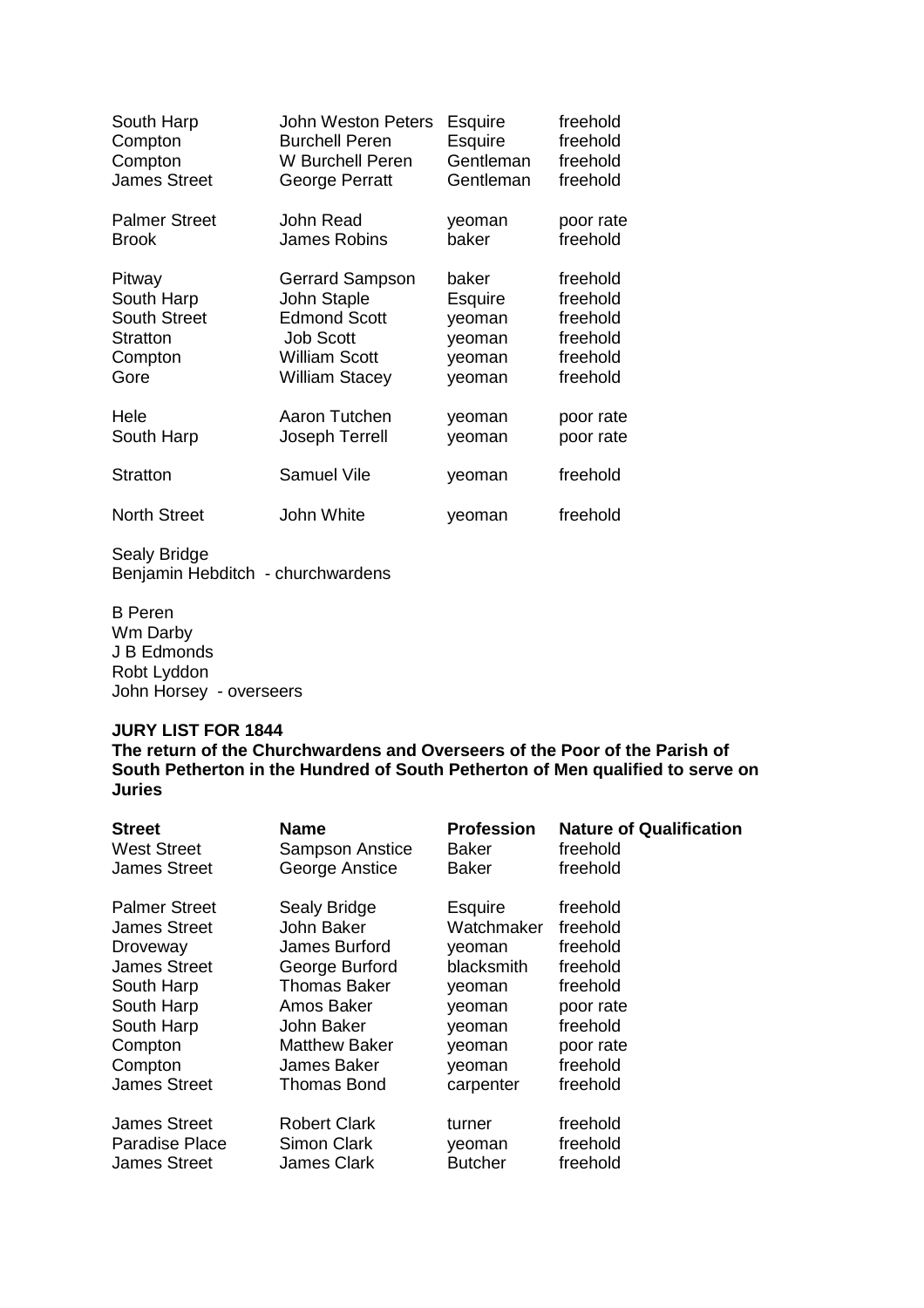| | | | |
|---|---|---|---|
| South Harp | John Weston Peters | Esquire | freehold |
| Compton | Burchell Peren | Esquire | freehold |
| Compton | W Burchell Peren | Gentleman | freehold |
| James Street | George Perratt | Gentleman | freehold |
| | | | |
| Palmer Street | John Read | yeoman | poor rate |
| Brook | James Robins | baker | freehold |
| | | | |
| Pitway | Gerrard Sampson | baker | freehold |
| South Harp | John Staple | Esquire | freehold |
| South Street | Edmond Scott | yeoman | freehold |
| Stratton | Job Scott | yeoman | freehold |
| Compton | William Scott | yeoman | freehold |
| Gore | William Stacey | yeoman | freehold |
| | | | |
| Hele | Aaron Tutchen | yeoman | poor rate |
| South Harp | Joseph Terrell | yeoman | poor rate |
| | | | |
| Stratton | Samuel Vile | yeoman | freehold |
| | | | |
| North Street | John White | yeoman | freehold |

Sealy Bridge
Benjamin Hebditch - churchwardens

B Peren
Wm Darby
J B Edmonds
Robt Lyddon
John Horsey - overseers

**JURY LIST FOR 1844**
**The return of the Churchwardens and Overseers of the Poor of the Parish of South Petherton in the Hundred of South Petherton of Men qualified to serve on Juries**

| Street | Name | Profession | Nature of Qualification |
|---|---|---|---|
| West Street | Sampson Anstice | Baker | freehold |
| James Street | George Anstice | Baker | freehold |
| | | | |
| Palmer Street | Sealy Bridge | Esquire | freehold |
| James Street | John Baker | Watchmaker | freehold |
| Droveway | James Burford | yeoman | freehold |
| James Street | George Burford | blacksmith | freehold |
| South Harp | Thomas Baker | yeoman | freehold |
| South Harp | Amos Baker | yeoman | poor rate |
| South Harp | John Baker | yeoman | freehold |
| Compton | Matthew Baker | yeoman | poor rate |
| Compton | James Baker | yeoman | freehold |
| James Street | Thomas Bond | carpenter | freehold |
| | | | |
| James Street | Robert Clark | turner | freehold |
| Paradise Place | Simon Clark | yeoman | freehold |
| James Street | James Clark | Butcher | freehold |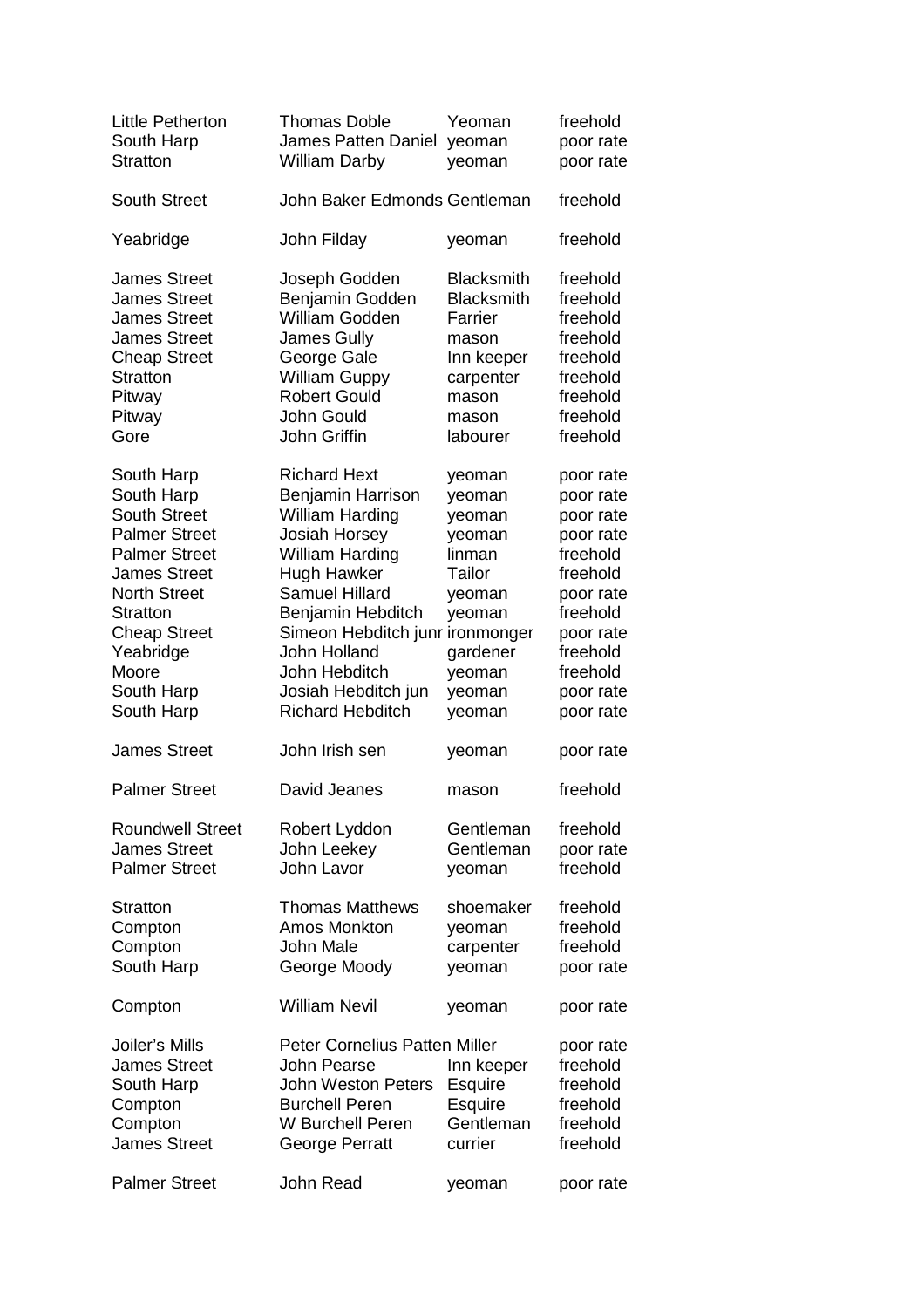| | | | |
|---|---|---|---|
| Little Petherton | Thomas Doble | Yeoman | freehold |
| South Harp | James Patten Daniel | yeoman | poor rate |
| Stratton | William Darby | yeoman | poor rate |
| | | | |
| South Street | John Baker Edmonds | Gentleman | freehold |
| | | | |
| Yeabridge | John Filday | yeoman | freehold |
| | | | |
| James Street | Joseph Godden | Blacksmith | freehold |
| James Street | Benjamin Godden | Blacksmith | freehold |
| James Street | William Godden | Farrier | freehold |
| James Street | James Gully | mason | freehold |
| Cheap Street | George Gale | Inn keeper | freehold |
| Stratton | William Guppy | carpenter | freehold |
| Pitway | Robert Gould | mason | freehold |
| Pitway | John Gould | mason | freehold |
| Gore | John Griffin | labourer | freehold |
| | | | |
| South Harp | Richard Hext | yeoman | poor rate |
| South Harp | Benjamin Harrison | yeoman | poor rate |
| South Street | William Harding | yeoman | poor rate |
| Palmer Street | Josiah Horsey | yeoman | poor rate |
| Palmer Street | William Harding | linman | freehold |
| James Street | Hugh Hawker | Tailor | freehold |
| North Street | Samuel Hillard | yeoman | poor rate |
| Stratton | Benjamin Hebditch | yeoman | freehold |
| Cheap Street | Simeon Hebditch junr | ironmonger | poor rate |
| Yeabridge | John Holland | gardener | freehold |
| Moore | John Hebditch | yeoman | freehold |
| South Harp | Josiah Hebditch jun | yeoman | poor rate |
| South Harp | Richard Hebditch | yeoman | poor rate |
| | | | |
| James Street | John Irish sen | yeoman | poor rate |
| | | | |
| Palmer Street | David Jeanes | mason | freehold |
| | | | |
| Roundwell Street | Robert Lyddon | Gentleman | freehold |
| James Street | John Leekey | Gentleman | poor rate |
| Palmer Street | John Lavor | yeoman | freehold |
| | | | |
| Stratton | Thomas Matthews | shoemaker | freehold |
| Compton | Amos Monkton | yeoman | freehold |
| Compton | John Male | carpenter | freehold |
| South Harp | George Moody | yeoman | poor rate |
| | | | |
| Compton | William Nevil | yeoman | poor rate |
| | | | |
| Joiler's Mills | Peter Cornelius Patten | Miller | poor rate |
| James Street | John Pearse | Inn keeper | freehold |
| South Harp | John Weston Peters | Esquire | freehold |
| Compton | Burchell Peren | Esquire | freehold |
| Compton | W Burchell Peren | Gentleman | freehold |
| James Street | George Perratt | currier | freehold |
| | | | |
| Palmer Street | John Read | yeoman | poor rate |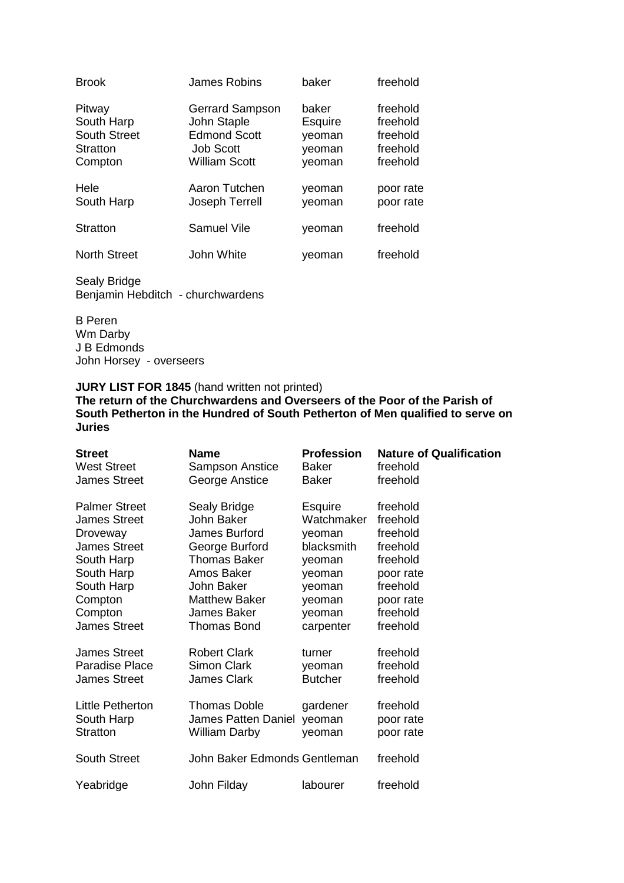| | | | |
|---|---|---|---|
| Brook | James Robins | baker | freehold |
| Pitway | Gerrard Sampson | baker | freehold |
| South Harp | John Staple | Esquire | freehold |
| South Street | Edmond Scott | yeoman | freehold |
| Stratton | Job Scott | yeoman | freehold |
| Compton | William Scott | yeoman | freehold |
| Hele | Aaron Tutchen | yeoman | poor rate |
| South Harp | Joseph Terrell | yeoman | poor rate |
| Stratton | Samuel Vile | yeoman | freehold |
| North Street | John White | yeoman | freehold |

Sealy Bridge
Benjamin Hebditch - churchwardens

B Peren
Wm Darby
J B Edmonds
John Horsey - overseers

**JURY LIST FOR 1845** (hand written not printed)
**The return of the Churchwardens and Overseers of the Poor of the Parish of South Petherton in the Hundred of South Petherton of Men qualified to serve on Juries**

| Street | Name | Profession | Nature of Qualification |
|---|---|---|---|
| West Street | Sampson Anstice | Baker | freehold |
| James Street | George Anstice | Baker | freehold |
| Palmer Street | Sealy Bridge | Esquire | freehold |
| James Street | John Baker | Watchmaker | freehold |
| Droveway | James Burford | yeoman | freehold |
| James Street | George Burford | blacksmith | freehold |
| South Harp | Thomas Baker | yeoman | freehold |
| South Harp | Amos Baker | yeoman | poor rate |
| South Harp | John Baker | yeoman | freehold |
| Compton | Matthew Baker | yeoman | poor rate |
| Compton | James Baker | yeoman | freehold |
| James Street | Thomas Bond | carpenter | freehold |
| James Street | Robert Clark | turner | freehold |
| Paradise Place | Simon Clark | yeoman | freehold |
| James Street | James Clark | Butcher | freehold |
| Little Petherton | Thomas Doble | gardener | freehold |
| South Harp | James Patten Daniel | yeoman | poor rate |
| Stratton | William Darby | yeoman | poor rate |
| South Street | John Baker Edmonds | Gentleman | freehold |
| Yeabridge | John Filday | labourer | freehold |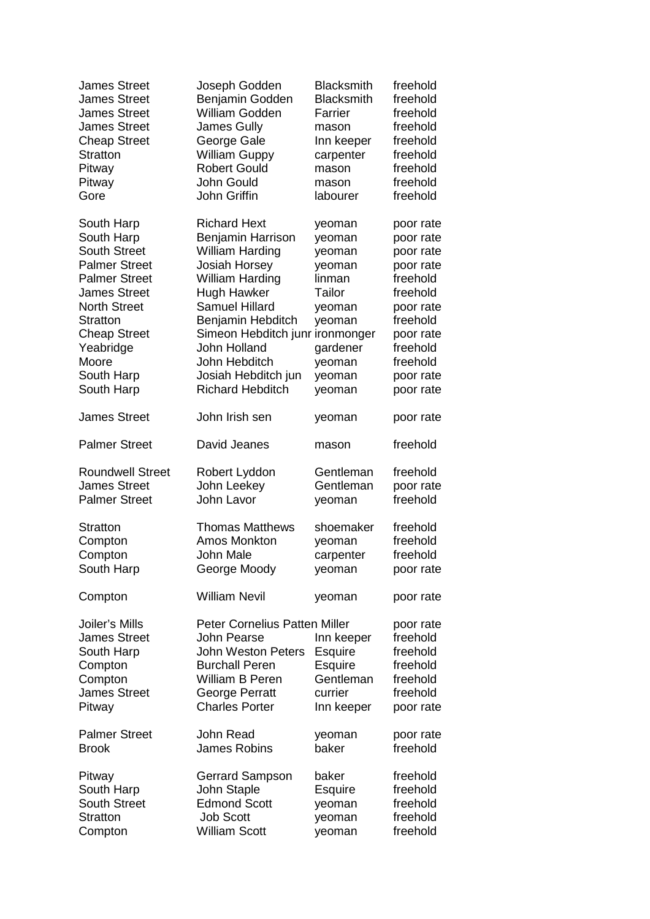| | | | |
|---|---|---|---|
| James Street | Joseph Godden | Blacksmith | freehold |
| James Street | Benjamin Godden | Blacksmith | freehold |
| James Street | William Godden | Farrier | freehold |
| James Street | James Gully | mason | freehold |
| Cheap Street | George Gale | Inn keeper | freehold |
| Stratton | William Guppy | carpenter | freehold |
| Pitway | Robert Gould | mason | freehold |
| Pitway | John Gould | mason | freehold |
| Gore | John Griffin | labourer | freehold |
| | | | |
| South Harp | Richard Hext | yeoman | poor rate |
| South Harp | Benjamin Harrison | yeoman | poor rate |
| South Street | William Harding | yeoman | poor rate |
| Palmer Street | Josiah Horsey | yeoman | poor rate |
| Palmer Street | William Harding | linman | freehold |
| James Street | Hugh Hawker | Tailor | freehold |
| North Street | Samuel Hillard | yeoman | poor rate |
| Stratton | Benjamin Hebditch | yeoman | freehold |
| Cheap Street | Simeon Hebditch junr | ironmonger | poor rate |
| Yeabridge | John Holland | gardener | freehold |
| Moore | John Hebditch | yeoman | freehold |
| South Harp | Josiah Hebditch jun | yeoman | poor rate |
| South Harp | Richard Hebditch | yeoman | poor rate |
| | | | |
| James Street | John Irish sen | yeoman | poor rate |
| | | | |
| Palmer Street | David Jeanes | mason | freehold |
| | | | |
| Roundwell Street | Robert Lyddon | Gentleman | freehold |
| James Street | John Leekey | Gentleman | poor rate |
| Palmer Street | John Lavor | yeoman | freehold |
| | | | |
| Stratton | Thomas Matthews | shoemaker | freehold |
| Compton | Amos Monkton | yeoman | freehold |
| Compton | John Male | carpenter | freehold |
| South Harp | George Moody | yeoman | poor rate |
| | | | |
| Compton | William Nevil | yeoman | poor rate |
| | | | |
| Joiler's Mills | Peter Cornelius Patten | Miller | poor rate |
| James Street | John Pearse | Inn keeper | freehold |
| South Harp | John Weston Peters | Esquire | freehold |
| Compton | Burchall Peren | Esquire | freehold |
| Compton | William B Peren | Gentleman | freehold |
| James Street | George Perratt | currier | freehold |
| Pitway | Charles Porter | Inn keeper | poor rate |
| | | | |
| Palmer Street | John Read | yeoman | poor rate |
| Brook | James Robins | baker | freehold |
| | | | |
| Pitway | Gerrard Sampson | baker | freehold |
| South Harp | John Staple | Esquire | freehold |
| South Street | Edmond Scott | yeoman | freehold |
| Stratton | Job Scott | yeoman | freehold |
| Compton | William Scott | yeoman | freehold |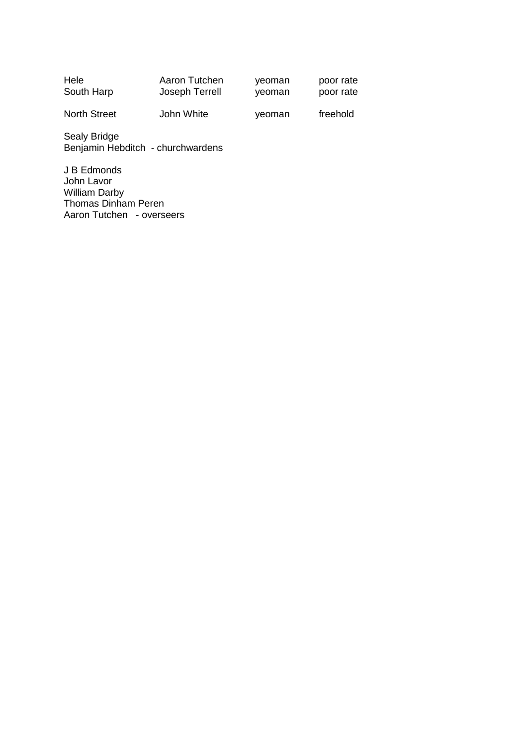| | | | |
|---|---|---|---|
| Hele | Aaron Tutchen | yeoman | poor rate |
| South Harp | Joseph Terrell | yeoman | poor rate |
| North Street | John White | yeoman | freehold |

Sealy Bridge
Benjamin Hebditch - churchwardens

J B Edmonds
John Lavor
William Darby
Thomas Dinham Peren
Aaron Tutchen - overseers